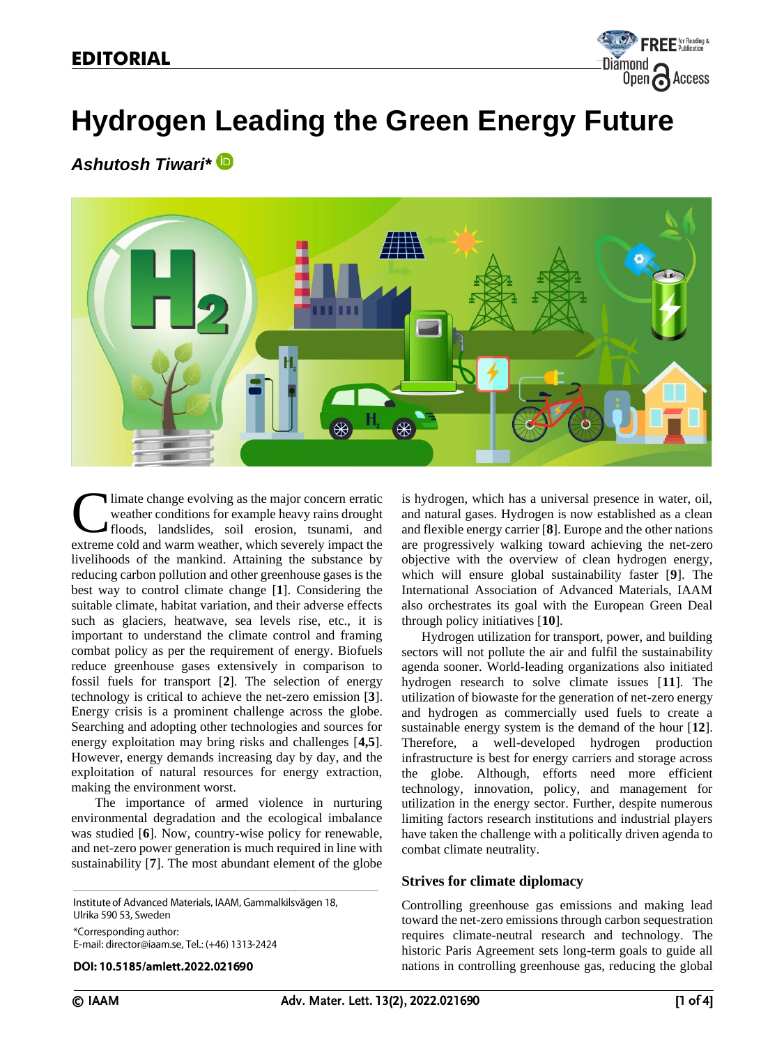EDITORIAL

# Hydrogen Leading the Green Energy Future

***Ashutosh Tiwari****

Climate change evolving as the major concern erratic weather conditions for example heavy rains drought floods, landslides, soil erosion, tsunami, and extreme cold and warm weather, which severely impact the livelihoods of the mankind. Attaining the substance by reducing carbon pollution and other greenhouse gases is the best way to control climate change [**1**]. Considering the suitable climate, habitat variation, and their adverse effects such as glaciers, heatwave, sea levels rise, etc., it is important to understand the climate control and framing combat policy as per the requirement of energy. Biofuels reduce greenhouse gases extensively in comparison to fossil fuels for transport [**2**]. The selection of energy technology is critical to achieve the net-zero emission [**3**]. Energy crisis is a prominent challenge across the globe. Searching and adopting other technologies and sources for energy exploitation may bring risks and challenges [**4,5**]. However, energy demands increasing day by day, and the exploitation of natural resources for energy extraction, making the environment worst.

The importance of armed violence in nurturing environmental degradation and the ecological imbalance was studied [**6**]. Now, country-wise policy for renewable, and net-zero power generation is much required in line with sustainability [**7**]. The most abundant element of the globe is hydrogen, which has a universal presence in water, oil, and natural gases. Hydrogen is now established as a clean and flexible energy carrier [**8**]. Europe and the other nations are progressively walking toward achieving the net-zero objective with the overview of clean hydrogen energy, which will ensure global sustainability faster [**9**]. The International Association of Advanced Materials, IAAM also orchestrates its goal with the European Green Deal through policy initiatives [**10**].

Hydrogen utilization for transport, power, and building sectors will not pollute the air and fulfil the sustainability agenda sooner. World-leading organizations also initiated hydrogen research to solve climate issues [**11**]. The utilization of biowaste for the generation of net-zero energy and hydrogen as commercially used fuels to create a sustainable energy system is the demand of the hour [**12**]. Therefore, a well-developed hydrogen production infrastructure is best for energy carriers and storage across the globe. Although, efforts need more efficient technology, innovation, policy, and management for utilization in the energy sector. Further, despite numerous limiting factors research institutions and industrial players have taken the challenge with a politically driven agenda to combat climate neutrality.

## Strives for climate diplomacy

Controlling greenhouse gas emissions and making lead toward the net-zero emissions through carbon sequestration requires climate-neutral research and technology. The historic Paris Agreement sets long-term goals to guide all nations in controlling greenhouse gas, reducing the global

---

Institute of Advanced Materials, IAAM, Gammalkilsvägen 18, Ulrika 590 53, Sweden

*Corresponding author:
E-mail: director@iaam.se, Tel.: (+46) 1313-2424

**DOI: 10.5185/amlett.2022.021690**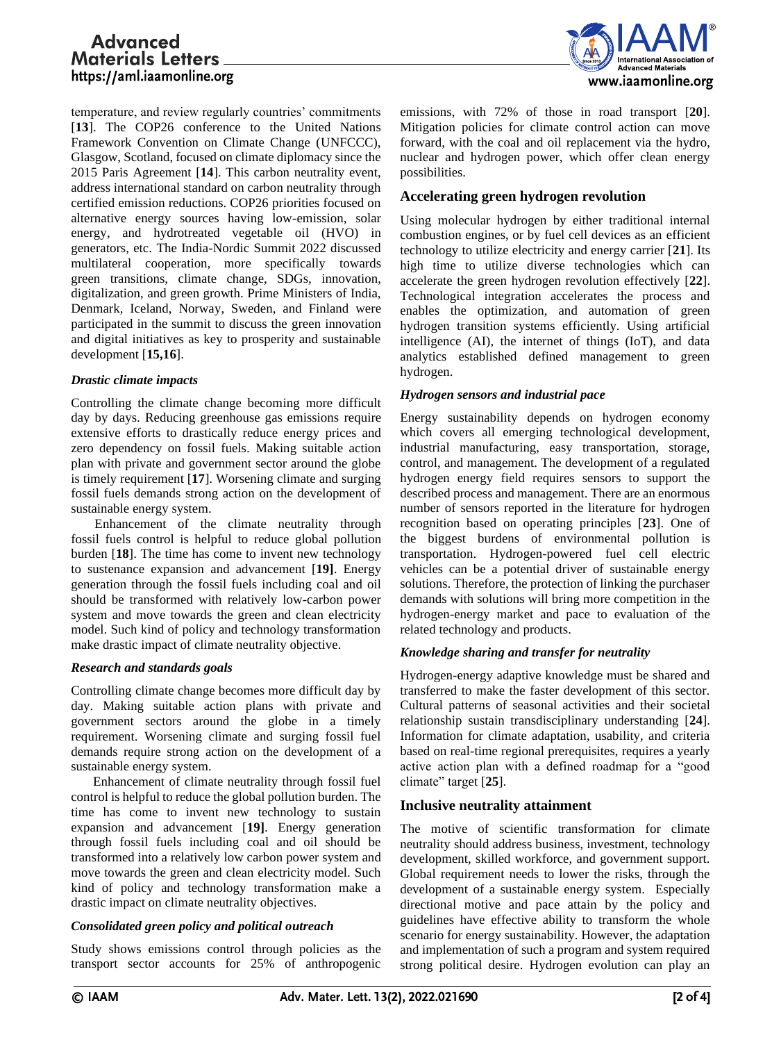temperature, and review regularly countries' commitments [**13**]. The COP26 conference to the United Nations Framework Convention on Climate Change (UNFCCC), Glasgow, Scotland, focused on climate diplomacy since the 2015 Paris Agreement [**14**]. This carbon neutrality event, address international standard on carbon neutrality through certified emission reductions. COP26 priorities focused on alternative energy sources having low-emission, solar energy, and hydrotreated vegetable oil (HVO) in generators, etc. The India-Nordic Summit 2022 discussed multilateral cooperation, more specifically towards green transitions, climate change, SDGs, innovation, digitalization, and green growth. Prime Ministers of India, Denmark, Iceland, Norway, Sweden, and Finland were participated in the summit to discuss the green innovation and digital initiatives as key to prosperity and sustainable development [**15,16**].

### *Drastic climate impacts*

Controlling the climate change becoming more difficult day by days. Reducing greenhouse gas emissions require extensive efforts to drastically reduce energy prices and zero dependency on fossil fuels. Making suitable action plan with private and government sector around the globe is timely requirement [**17**]. Worsening climate and surging fossil fuels demands strong action on the development of sustainable energy system.

Enhancement of the climate neutrality through fossil fuels control is helpful to reduce global pollution burden [**18**]. The time has come to invent new technology to sustenance expansion and advancement [**19**]. Energy generation through the fossil fuels including coal and oil should be transformed with relatively low-carbon power system and move towards the green and clean electricity model. Such kind of policy and technology transformation make drastic impact of climate neutrality objective.

### *Research and standards goals*

Controlling climate change becomes more difficult day by day. Making suitable action plans with private and government sectors around the globe in a timely requirement. Worsening climate and surging fossil fuel demands require strong action on the development of a sustainable energy system.

Enhancement of climate neutrality through fossil fuel control is helpful to reduce the global pollution burden. The time has come to invent new technology to sustain expansion and advancement [**19**]. Energy generation through fossil fuels including coal and oil should be transformed into a relatively low carbon power system and move towards the green and clean electricity model. Such kind of policy and technology transformation make a drastic impact on climate neutrality objectives.

### *Consolidated green policy and political outreach*

Study shows emissions control through policies as the transport sector accounts for 25% of anthropogenic emissions, with 72% of those in road transport [**20**]. Mitigation policies for climate control action can move forward, with the coal and oil replacement via the hydro, nuclear and hydrogen power, which offer clean energy possibilities.

## Accelerating green hydrogen revolution

Using molecular hydrogen by either traditional internal combustion engines, or by fuel cell devices as an efficient technology to utilize electricity and energy carrier [**21**]. Its high time to utilize diverse technologies which can accelerate the green hydrogen revolution effectively [**22**]. Technological integration accelerates the process and enables the optimization, and automation of green hydrogen transition systems efficiently. Using artificial intelligence (AI), the internet of things (IoT), and data analytics established defined management to green hydrogen.

### *Hydrogen sensors and industrial pace*

Energy sustainability depends on hydrogen economy which covers all emerging technological development, industrial manufacturing, easy transportation, storage, control, and management. The development of a regulated hydrogen energy field requires sensors to support the described process and management. There are an enormous number of sensors reported in the literature for hydrogen recognition based on operating principles [**23**]. One of the biggest burdens of environmental pollution is transportation. Hydrogen-powered fuel cell electric vehicles can be a potential driver of sustainable energy solutions. Therefore, the protection of linking the purchaser demands with solutions will bring more competition in the hydrogen-energy market and pace to evaluation of the related technology and products.

### *Knowledge sharing and transfer for neutrality*

Hydrogen-energy adaptive knowledge must be shared and transferred to make the faster development of this sector. Cultural patterns of seasonal activities and their societal relationship sustain transdisciplinary understanding [**24**]. Information for climate adaptation, usability, and criteria based on real-time regional prerequisites, requires a yearly active action plan with a defined roadmap for a "good climate" target [**25**].

## Inclusive neutrality attainment

The motive of scientific transformation for climate neutrality should address business, investment, technology development, skilled workforce, and government support. Global requirement needs to lower the risks, through the development of a sustainable energy system. Especially directional motive and pace attain by the policy and guidelines have effective ability to transform the whole scenario for energy sustainability. However, the adaptation and implementation of such a program and system required strong political desire. Hydrogen evolution can play an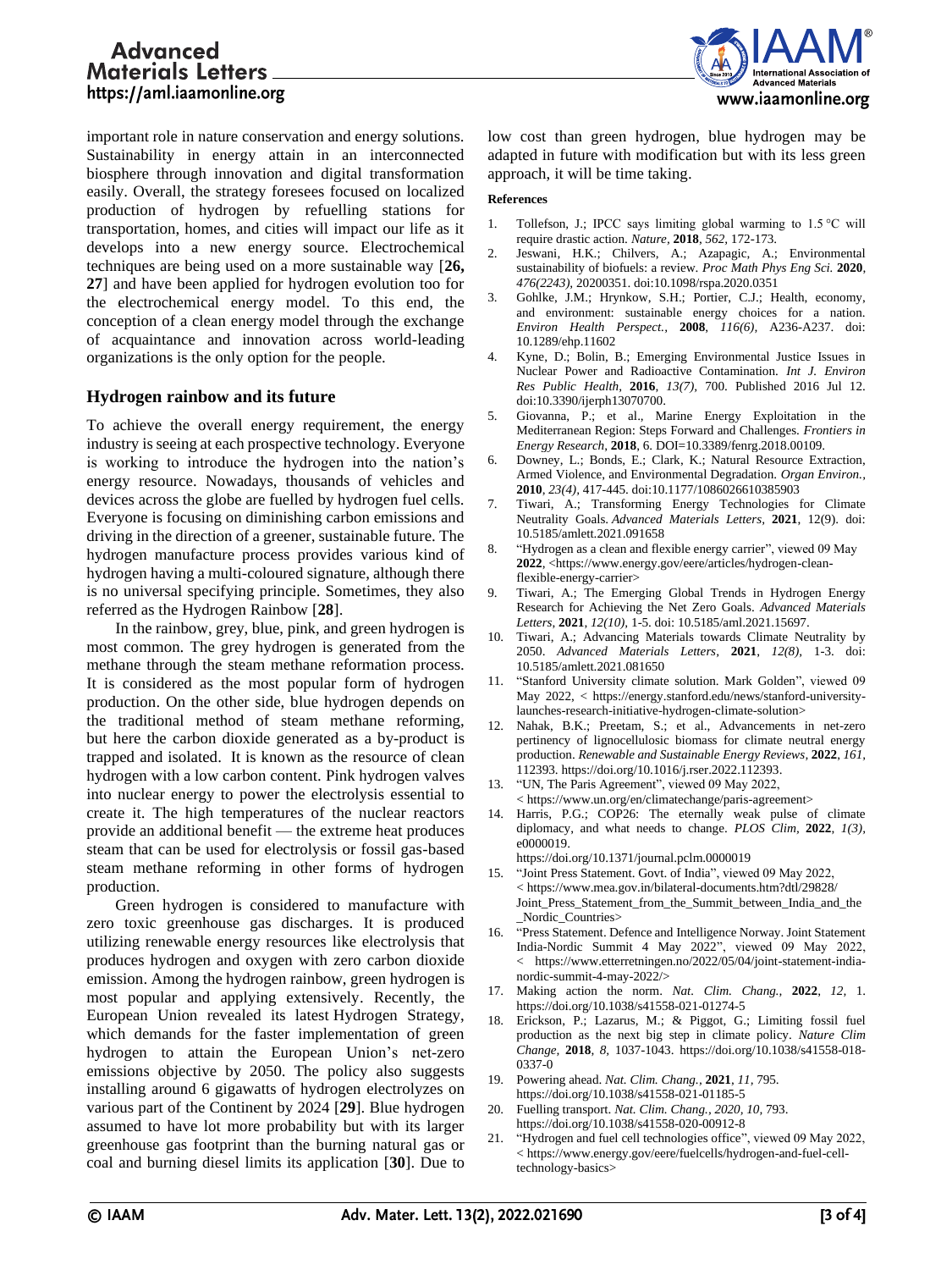important role in nature conservation and energy solutions. Sustainability in energy attain in an interconnected biosphere through innovation and digital transformation easily. Overall, the strategy foresees focused on localized production of hydrogen by refuelling stations for transportation, homes, and cities will impact our life as it develops into a new energy source. Electrochemical techniques are being used on a more sustainable way [**26, 27**] and have been applied for hydrogen evolution too for the electrochemical energy model. To this end, the conception of a clean energy model through the exchange of acquaintance and innovation across world-leading organizations is the only option for the people.

## Hydrogen rainbow and its future

To achieve the overall energy requirement, the energy industry is seeing at each prospective technology. Everyone is working to introduce the hydrogen into the nation's energy resource. Nowadays, thousands of vehicles and devices across the globe are fuelled by hydrogen fuel cells. Everyone is focusing on diminishing carbon emissions and driving in the direction of a greener, sustainable future. The hydrogen manufacture process provides various kind of hydrogen having a multi-coloured signature, although there is no universal specifying principle. Sometimes, they also referred as the Hydrogen Rainbow [**28**].

In the rainbow, grey, blue, pink, and green hydrogen is most common. The grey hydrogen is generated from the methane through the steam methane reformation process. It is considered as the most popular form of hydrogen production. On the other side, blue hydrogen depends on the traditional method of steam methane reforming, but here the carbon dioxide generated as a by-product is trapped and isolated. It is known as the resource of clean hydrogen with a low carbon content. Pink hydrogen valves into nuclear energy to power the electrolysis essential to create it. The high temperatures of the nuclear reactors provide an additional benefit — the extreme heat produces steam that can be used for electrolysis or fossil gas-based steam methane reforming in other forms of hydrogen production.

Green hydrogen is considered to manufacture with zero toxic greenhouse gas discharges. It is produced utilizing renewable energy resources like electrolysis that produces hydrogen and oxygen with zero carbon dioxide emission. Among the hydrogen rainbow, green hydrogen is most popular and applying extensively. Recently, the European Union revealed its latest Hydrogen Strategy, which demands for the faster implementation of green hydrogen to attain the European Union's net-zero emissions objective by 2050. The policy also suggests installing around 6 gigawatts of hydrogen electrolyzes on various part of the Continent by 2024 [**29**]. Blue hydrogen assumed to have lot more probability but with its larger greenhouse gas footprint than the burning natural gas or coal and burning diesel limits its application [**30**]. Due to low cost than green hydrogen, blue hydrogen may be adapted in future with modification but with its less green approach, it will be time taking.

#### References

1. Tollefson, J.; IPCC says limiting global warming to 1.5 °C will require drastic action. *Nature*, **2018**, *562*, 172-173.
2. Jeswani, H.K.; Chilvers, A.; Azapagic, A.; Environmental sustainability of biofuels: a review. *Proc Math Phys Eng Sci.* **2020**, *476(2243)*, 20200351. doi:10.1098/rspa.2020.0351
3. Gohlke, J.M.; Hrynkow, S.H.; Portier, C.J.; Health, economy, and environment: sustainable energy choices for a nation. *Environ Health Perspect.*, **2008**, *116(6)*, A236-A237. doi: 10.1289/ehp.11602
4. Kyne, D.; Bolin, B.; Emerging Environmental Justice Issues in Nuclear Power and Radioactive Contamination. *Int J. Environ Res Public Health*, **2016**, *13(7)*, 700. Published 2016 Jul 12. doi:10.3390/ijerph13070700.
5. Giovanna, P.; et al., Marine Energy Exploitation in the Mediterranean Region: Steps Forward and Challenges. *Frontiers in Energy Research*, **2018**, 6. DOI=10.3389/fenrg.2018.00109.
6. Downey, L.; Bonds, E.; Clark, K.; Natural Resource Extraction, Armed Violence, and Environmental Degradation. *Organ Environ.*, **2010**, *23(4)*, 417-445. doi:10.1177/1086026610385903
7. Tiwari, A.; Transforming Energy Technologies for Climate Neutrality Goals. *Advanced Materials Letters*, **2021**, 12(9). doi: 10.5185/amlett.2021.091658
8. "Hydrogen as a clean and flexible energy carrier", viewed 09 May **2022**, <https://www.energy.gov/eere/articles/hydrogen-clean-flexible-energy-carrier>
9. Tiwari, A.; The Emerging Global Trends in Hydrogen Energy Research for Achieving the Net Zero Goals. *Advanced Materials Letters*, **2021**, *12(10)*, 1-5. doi: 10.5185/aml.2021.15697.
10. Tiwari, A.; Advancing Materials towards Climate Neutrality by 2050. *Advanced Materials Letters*, **2021**, *12(8)*, 1-3. doi: 10.5185/amlett.2021.081650
11. "Stanford University climate solution. Mark Golden", viewed 09 May 2022, < https://energy.stanford.edu/news/stanford-university-launches-research-initiative-hydrogen-climate-solution>
12. Nahak, B.K.; Preetam, S.; et al., Advancements in net-zero pertinency of lignocellulosic biomass for climate neutral energy production. *Renewable and Sustainable Energy Reviews*, **2022**, *161*, 112393. https://doi.org/10.1016/j.rser.2022.112393.
13. "UN, The Paris Agreement", viewed 09 May 2022, < https://www.un.org/en/climatechange/paris-agreement>
14. Harris, P.G.; COP26: The eternally weak pulse of climate diplomacy, and what needs to change. *PLOS Clim*, **2022**, *1(3)*, e0000019. https://doi.org/10.1371/journal.pclm.0000019
15. "Joint Press Statement. Govt. of India", viewed 09 May 2022, < https://www.mea.gov.in/bilateral-documents.htm?dtl/29828/Joint_Press_Statement_from_the_Summit_between_India_and_the_Nordic_Countries>
16. "Press Statement. Defence and Intelligence Norway. Joint Statement India-Nordic Summit 4 May 2022", viewed 09 May 2022, < https://www.etterretningen.no/2022/05/04/joint-statement-india-nordic-summit-4-may-2022/>
17. Making action the norm. *Nat. Clim. Chang.*, **2022**, *12*, 1. https://doi.org/10.1038/s41558-021-01274-5
18. Erickson, P.; Lazarus, M.; & Piggot, G.; Limiting fossil fuel production as the next big step in climate policy. *Nature Clim Change*, **2018**, *8*, 1037-1043. https://doi.org/10.1038/s41558-018-0337-0
19. Powering ahead. *Nat. Clim. Chang.*, **2021**, *11*, 795. https://doi.org/10.1038/s41558-021-01185-5
20. Fuelling transport. *Nat. Clim. Chang.*, *2020*, *10*, 793. https://doi.org/10.1038/s41558-020-00912-8
21. "Hydrogen and fuel cell technologies office", viewed 09 May 2022, < https://www.energy.gov/eere/fuelcells/hydrogen-and-fuel-cell-technology-basics>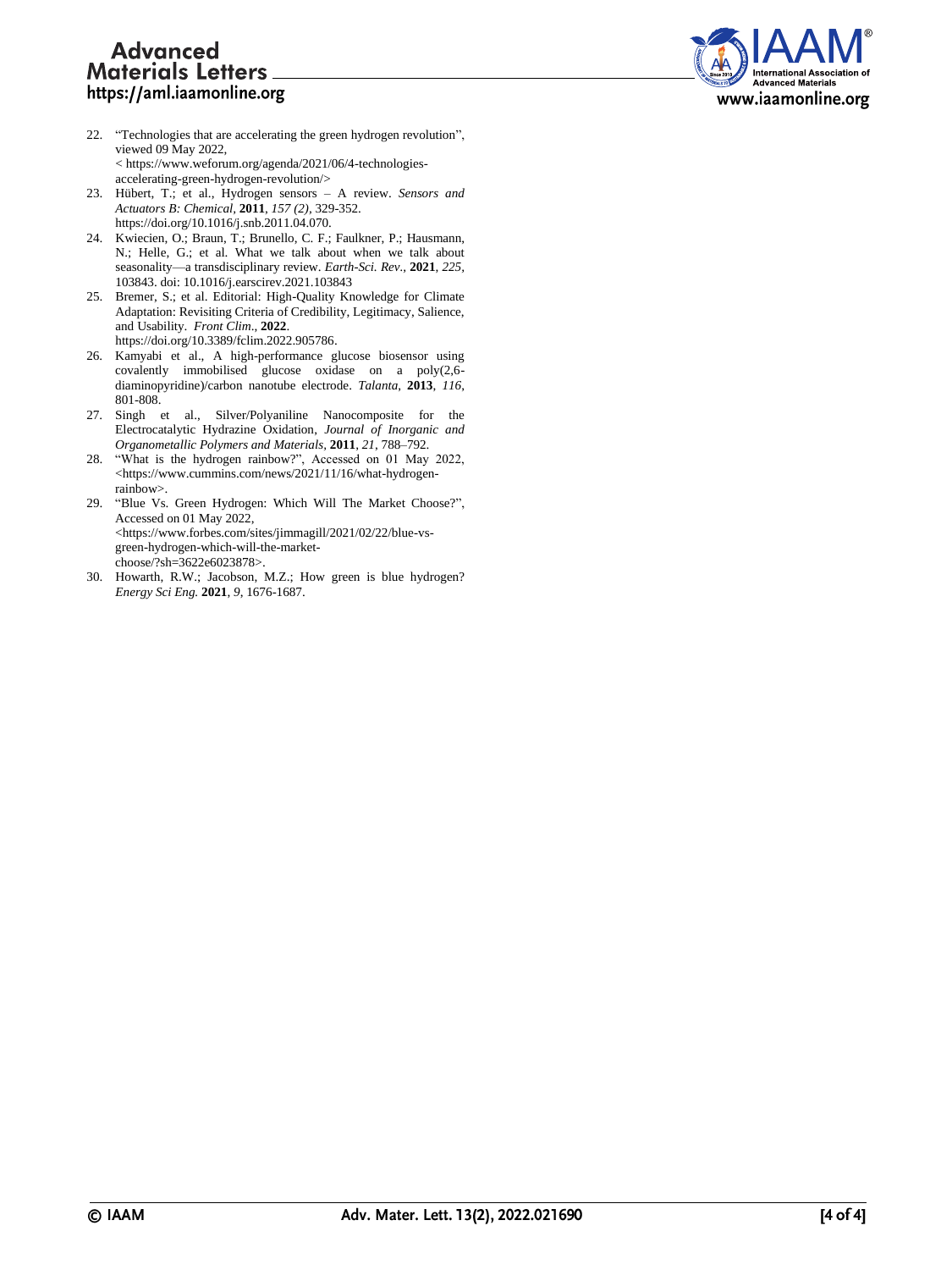22. "Technologies that are accelerating the green hydrogen revolution", viewed 09 May 2022, < https://www.weforum.org/agenda/2021/06/4-technologies-accelerating-green-hydrogen-revolution/>
23. Hübert, T.; et al., Hydrogen sensors – A review. *Sensors and Actuators B: Chemical*, **2011**, *157 (2)*, 329-352. https://doi.org/10.1016/j.snb.2011.04.070.
24. Kwiecien, O.; Braun, T.; Brunello, C. F.; Faulkner, P.; Hausmann, N.; Helle, G.; et al. What we talk about when we talk about seasonality—a transdisciplinary review. *Earth-Sci. Rev.*, **2021**, *225*, 103843. doi: 10.1016/j.earscirev.2021.103843
25. Bremer, S.; et al. Editorial: High-Quality Knowledge for Climate Adaptation: Revisiting Criteria of Credibility, Legitimacy, Salience, and Usability. *Front Clim*., **2022**. https://doi.org/10.3389/fclim.2022.905786.
26. Kamyabi et al., A high-performance glucose biosensor using covalently immobilised glucose oxidase on a poly(2,6-diaminopyridine)/carbon nanotube electrode. *Talanta*, **2013**, *116*, 801-808.
27. Singh et al., Silver/Polyaniline Nanocomposite for the Electrocatalytic Hydrazine Oxidation, *Journal of Inorganic and Organometallic Polymers and Materials*, **2011**, *21*, 788–792.
28. "What is the hydrogen rainbow?", Accessed on 01 May 2022, <https://www.cummins.com/news/2021/11/16/what-hydrogen-rainbow>.
29. "Blue Vs. Green Hydrogen: Which Will The Market Choose?", Accessed on 01 May 2022, <https://www.forbes.com/sites/jimmagill/2021/02/22/blue-vs-green-hydrogen-which-will-the-market-choose/?sh=3622e6023878>.
30. Howarth, R.W.; Jacobson, M.Z.; How green is blue hydrogen? *Energy Sci Eng.* **2021**, *9*, 1676-1687.